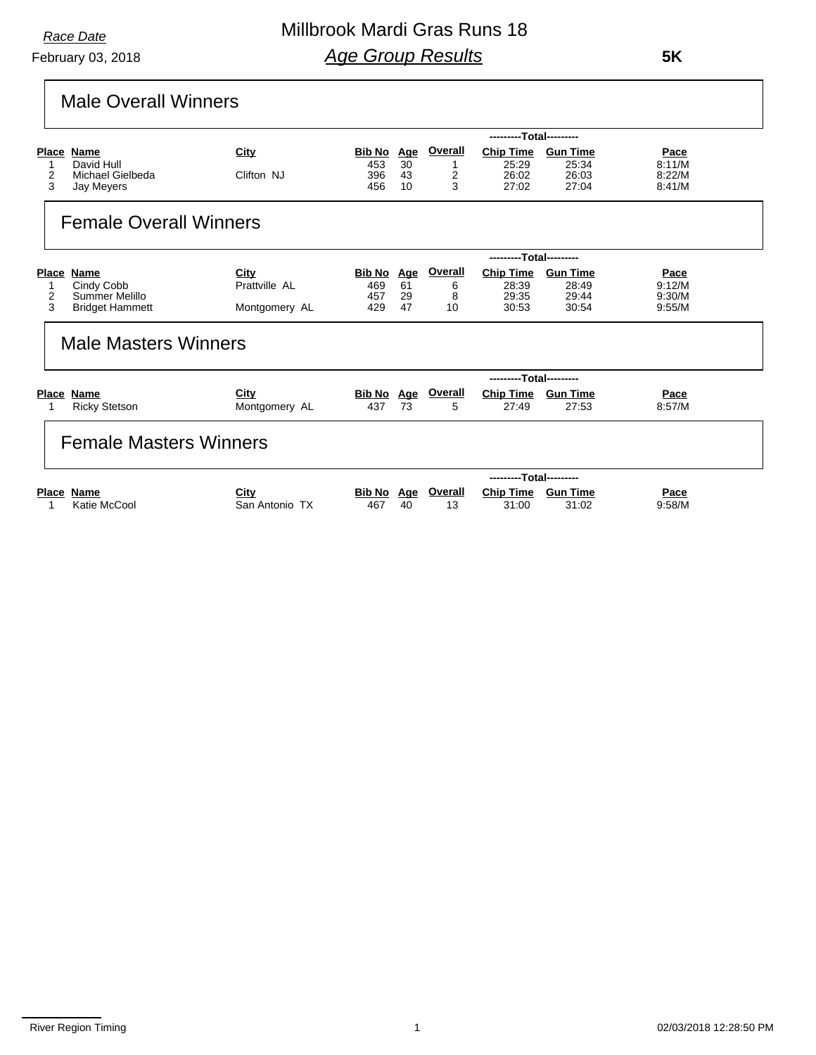*Race Date*

February 03, 2018

# Millbrook Mardi Gras Runs 18

## *Age Group Results*

**5K**

## Male Overall Winners

| Place | Name | City | Bib No | Age | Overall | Chip Time | Gun Time | Pace |
|---|---|---|---|---|---|---|---|---|
| | | | | | | ---------Total--------- | | |
| 1 | David Hull | | 453 | 30 | 1 | 25:29 | 25:34 | 8:11/M |
| 2 | Michael Gielbeda | Clifton NJ | 396 | 43 | 2 | 26:02 | 26:03 | 8:22/M |
| 3 | Jay Meyers | | 456 | 10 | 3 | 27:02 | 27:04 | 8:41/M |

## Female Overall Winners

| Place | Name | City | Bib No | Age | Overall | Chip Time | Gun Time | Pace |
|---|---|---|---|---|---|---|---|---|
| | | | | | | ---------Total--------- | | |
| 1 | Cindy Cobb | Prattville AL | 469 | 61 | 6 | 28:39 | 28:49 | 9:12/M |
| 2 | Summer Melillo | | 457 | 29 | 8 | 29:35 | 29:44 | 9:30/M |
| 3 | Bridget Hammett | Montgomery AL | 429 | 47 | 10 | 30:53 | 30:54 | 9:55/M |

## Male Masters Winners

| Place | Name | City | Bib No | Age | Overall | Chip Time | Gun Time | Pace |
|---|---|---|---|---|---|---|---|---|
| | | | | | | ---------Total--------- | | |
| 1 | Ricky Stetson | Montgomery AL | 437 | 73 | 5 | 27:49 | 27:53 | 8:57/M |

## Female Masters Winners

| Place | Name | City | Bib No | Age | Overall | Chip Time | Gun Time | Pace |
|---|---|---|---|---|---|---|---|---|
| | | | | | | ---------Total--------- | | |
| 1 | Katie McCool | San Antonio TX | 467 | 40 | 13 | 31:00 | 31:02 | 9:58/M |

River Region Timing

02/03/2018 12:28:50 PM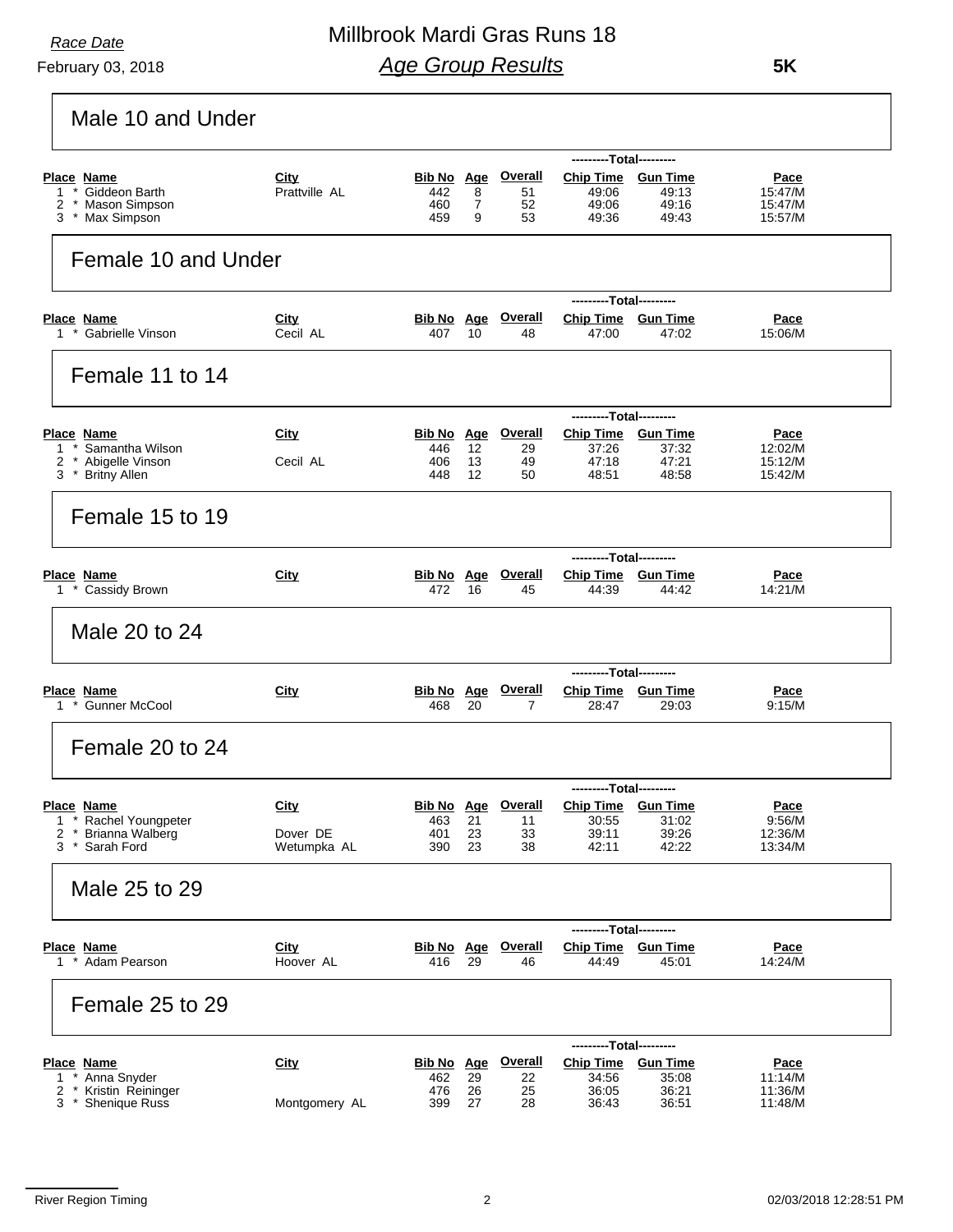*Race Date*

February 03, 2018

# Millbrook Mardi Gras Runs 18

## *Age Group Results*

**5K**

### Male 10 and Under

| Place | Name | City | Bib No | Age | Overall | Chip Time | Gun Time | Pace |
|---|---|---|---|---|---|---|---|---|
| 1 * | Giddeon Barth | Prattville AL | 442 | 8 | 51 | 49:06 | 49:13 | 15:47/M |
| 2 * | Mason Simpson | | 460 | 7 | 52 | 49:06 | 49:16 | 15:47/M |
| 3 * | Max Simpson | | 459 | 9 | 53 | 49:36 | 49:43 | 15:57/M |

### Female 10 and Under

| Place | Name | City | Bib No | Age | Overall | Chip Time | Gun Time | Pace |
|---|---|---|---|---|---|---|---|---|
| 1 * | Gabrielle Vinson | Cecil AL | 407 | 10 | 48 | 47:00 | 47:02 | 15:06/M |

### Female 11 to 14

| Place | Name | City | Bib No | Age | Overall | Chip Time | Gun Time | Pace |
|---|---|---|---|---|---|---|---|---|
| 1 * | Samantha Wilson | | 446 | 12 | 29 | 37:26 | 37:32 | 12:02/M |
| 2 * | Abigelle Vinson | Cecil AL | 406 | 13 | 49 | 47:18 | 47:21 | 15:12/M |
| 3 * | Britny Allen | | 448 | 12 | 50 | 48:51 | 48:58 | 15:42/M |

### Female 15 to 19

| Place | Name | City | Bib No | Age | Overall | Chip Time | Gun Time | Pace |
|---|---|---|---|---|---|---|---|---|
| 1 * | Cassidy Brown | | 472 | 16 | 45 | 44:39 | 44:42 | 14:21/M |

### Male 20 to 24

| Place | Name | City | Bib No | Age | Overall | Chip Time | Gun Time | Pace |
|---|---|---|---|---|---|---|---|---|
| 1 * | Gunner McCool | | 468 | 20 | 7 | 28:47 | 29:03 | 9:15/M |

### Female 20 to 24

| Place | Name | City | Bib No | Age | Overall | Chip Time | Gun Time | Pace |
|---|---|---|---|---|---|---|---|---|
| 1 * | Rachel Youngpeter | | 463 | 21 | 11 | 30:55 | 31:02 | 9:56/M |
| 2 * | Brianna Walberg | Dover DE | 401 | 23 | 33 | 39:11 | 39:26 | 12:36/M |
| 3 * | Sarah Ford | Wetumpka AL | 390 | 23 | 38 | 42:11 | 42:22 | 13:34/M |

### Male 25 to 29

| Place | Name | City | Bib No | Age | Overall | Chip Time | Gun Time | Pace |
|---|---|---|---|---|---|---|---|---|
| 1 * | Adam Pearson | Hoover AL | 416 | 29 | 46 | 44:49 | 45:01 | 14:24/M |

### Female 25 to 29

| Place | Name | City | Bib No | Age | Overall | Chip Time | Gun Time | Pace |
|---|---|---|---|---|---|---|---|---|
| 1 * | Anna Snyder | | 462 | 29 | 22 | 34:56 | 35:08 | 11:14/M |
| 2 * | Kristin Reininger | | 476 | 26 | 25 | 36:05 | 36:21 | 11:36/M |
| 3 * | Shenique Russ | Montgomery AL | 399 | 27 | 28 | 36:43 | 36:51 | 11:48/M |

River Region Timing — 02/03/2018 12:28:51 PM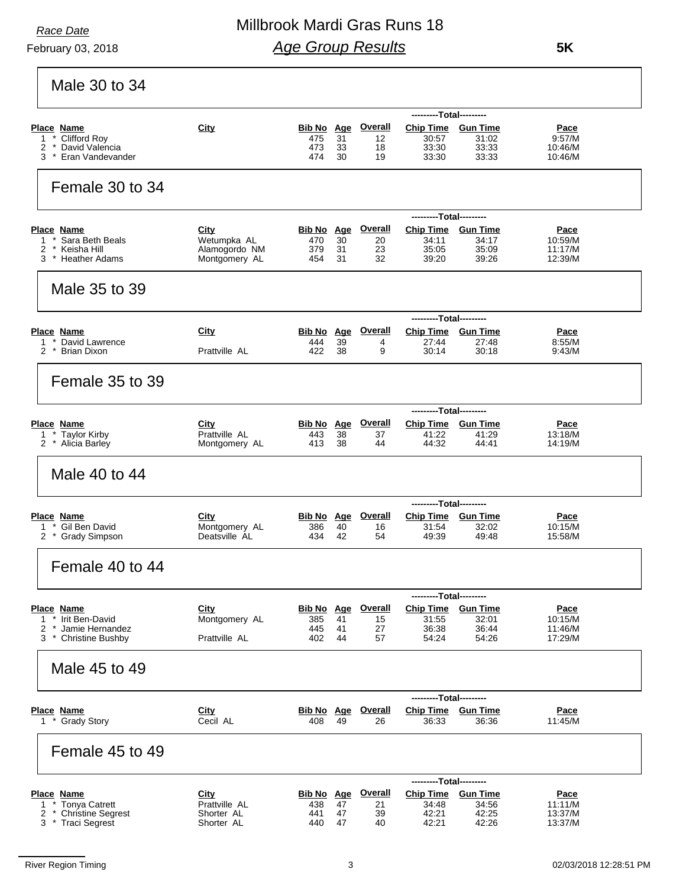*Race Date*

February 03, 2018

# Millbrook Mardi Gras Runs 18

## *Age Group Results*

**5K**

## Male 30 to 34

| Place | Name | City | Bib No | Age | Overall | Chip Time | Gun Time | Pace |
|---|---|---|---|---|---|---|---|---|
| | | | | | | ---------Total--------- | | |
| 1 * | Clifford Roy | | 475 | 31 | 12 | 30:57 | 31:02 | 9:57/M |
| 2 * | David Valencia | | 473 | 33 | 18 | 33:30 | 33:33 | 10:46/M |
| 3 * | Eran Vandevander | | 474 | 30 | 19 | 33:30 | 33:33 | 10:46/M |

## Female 30 to 34

| Place | Name | City | Bib No | Age | Overall | Chip Time | Gun Time | Pace |
|---|---|---|---|---|---|---|---|---|
| | | | | | | ---------Total--------- | | |
| 1 * | Sara Beth Beals | Wetumpka AL | 470 | 30 | 20 | 34:11 | 34:17 | 10:59/M |
| 2 * | Keisha Hill | Alamogordo NM | 379 | 31 | 23 | 35:05 | 35:09 | 11:17/M |
| 3 * | Heather Adams | Montgomery AL | 454 | 31 | 32 | 39:20 | 39:26 | 12:39/M |

## Male 35 to 39

| Place | Name | City | Bib No | Age | Overall | Chip Time | Gun Time | Pace |
|---|---|---|---|---|---|---|---|---|
| | | | | | | ---------Total--------- | | |
| 1 * | David Lawrence | | 444 | 39 | 4 | 27:44 | 27:48 | 8:55/M |
| 2 * | Brian Dixon | Prattville AL | 422 | 38 | 9 | 30:14 | 30:18 | 9:43/M |

## Female 35 to 39

| Place | Name | City | Bib No | Age | Overall | Chip Time | Gun Time | Pace |
|---|---|---|---|---|---|---|---|---|
| | | | | | | ---------Total--------- | | |
| 1 * | Taylor Kirby | Prattville AL | 443 | 38 | 37 | 41:22 | 41:29 | 13:18/M |
| 2 * | Alicia Barley | Montgomery AL | 413 | 38 | 44 | 44:32 | 44:41 | 14:19/M |

## Male 40 to 44

| Place | Name | City | Bib No | Age | Overall | Chip Time | Gun Time | Pace |
|---|---|---|---|---|---|---|---|---|
| | | | | | | ---------Total--------- | | |
| 1 * | Gil Ben David | Montgomery AL | 386 | 40 | 16 | 31:54 | 32:02 | 10:15/M |
| 2 * | Grady Simpson | Deatsville AL | 434 | 42 | 54 | 49:39 | 49:48 | 15:58/M |

## Female 40 to 44

| Place | Name | City | Bib No | Age | Overall | Chip Time | Gun Time | Pace |
|---|---|---|---|---|---|---|---|---|
| | | | | | | ---------Total--------- | | |
| 1 * | Irit Ben-David | Montgomery AL | 385 | 41 | 15 | 31:55 | 32:01 | 10:15/M |
| 2 * | Jamie Hernandez | | 445 | 41 | 27 | 36:38 | 36:44 | 11:46/M |
| 3 * | Christine Bushby | Prattville AL | 402 | 44 | 57 | 54:24 | 54:26 | 17:29/M |

## Male 45 to 49

| Place | Name | City | Bib No | Age | Overall | Chip Time | Gun Time | Pace |
|---|---|---|---|---|---|---|---|---|
| | | | | | | ---------Total--------- | | |
| 1 * | Grady Story | Cecil AL | 408 | 49 | 26 | 36:33 | 36:36 | 11:45/M |

## Female 45 to 49

| Place | Name | City | Bib No | Age | Overall | Chip Time | Gun Time | Pace |
|---|---|---|---|---|---|---|---|---|
| | | | | | | ---------Total--------- | | |
| 1 * | Tonya Catrett | Prattville AL | 438 | 47 | 21 | 34:48 | 34:56 | 11:11/M |
| 2 * | Christine Segrest | Shorter AL | 441 | 47 | 39 | 42:21 | 42:25 | 13:37/M |
| 3 * | Traci Segrest | Shorter AL | 440 | 47 | 40 | 42:21 | 42:26 | 13:37/M |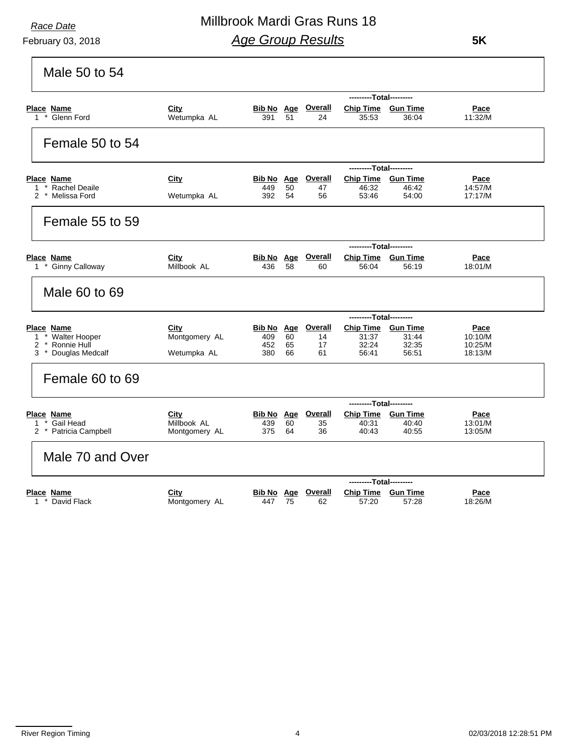*Race Date*

February 03, 2018

# Millbrook Mardi Gras Runs 18

## *Age Group Results*

**5K**

### Male 50 to 54

| Place | Name | City | Bib No | Age | Overall | Chip Time | Gun Time | Pace |
|---|---|---|---|---|---|---|---|---|
| | | | | | | ---------Total--------- | | |
| 1 * | Glenn Ford | Wetumpka AL | 391 | 51 | 24 | 35:53 | 36:04 | 11:32/M |

### Female 50 to 54

| Place | Name | City | Bib No | Age | Overall | Chip Time | Gun Time | Pace |
|---|---|---|---|---|---|---|---|---|
| | | | | | | ---------Total--------- | | |
| 1 * | Rachel Deaile | | 449 | 50 | 47 | 46:32 | 46:42 | 14:57/M |
| 2 * | Melissa Ford | Wetumpka AL | 392 | 54 | 56 | 53:46 | 54:00 | 17:17/M |

### Female 55 to 59

| Place | Name | City | Bib No | Age | Overall | Chip Time | Gun Time | Pace |
|---|---|---|---|---|---|---|---|---|
| | | | | | | ---------Total--------- | | |
| 1 * | Ginny Calloway | Millbook AL | 436 | 58 | 60 | 56:04 | 56:19 | 18:01/M |

### Male 60 to 69

| Place | Name | City | Bib No | Age | Overall | Chip Time | Gun Time | Pace |
|---|---|---|---|---|---|---|---|---|
| | | | | | | ---------Total--------- | | |
| 1 * | Walter Hooper | Montgomery AL | 409 | 60 | 14 | 31:37 | 31:44 | 10:10/M |
| 2 * | Ronnie Hull | | 452 | 65 | 17 | 32:24 | 32:35 | 10:25/M |
| 3 * | Douglas Medcalf | Wetumpka AL | 380 | 66 | 61 | 56:41 | 56:51 | 18:13/M |

### Female 60 to 69

| Place | Name | City | Bib No | Age | Overall | Chip Time | Gun Time | Pace |
|---|---|---|---|---|---|---|---|---|
| | | | | | | ---------Total--------- | | |
| 1 * | Gail Head | Millbook AL | 439 | 60 | 35 | 40:31 | 40:40 | 13:01/M |
| 2 * | Patricia Campbell | Montgomery AL | 375 | 64 | 36 | 40:43 | 40:55 | 13:05/M |

### Male 70 and Over

| Place | Name | City | Bib No | Age | Overall | Chip Time | Gun Time | Pace |
|---|---|---|---|---|---|---|---|---|
| | | | | | | ---------Total--------- | | |
| 1 * | David Flack | Montgomery AL | 447 | 75 | 62 | 57:20 | 57:28 | 18:26/M |

River Region Timing

02/03/2018 12:28:51 PM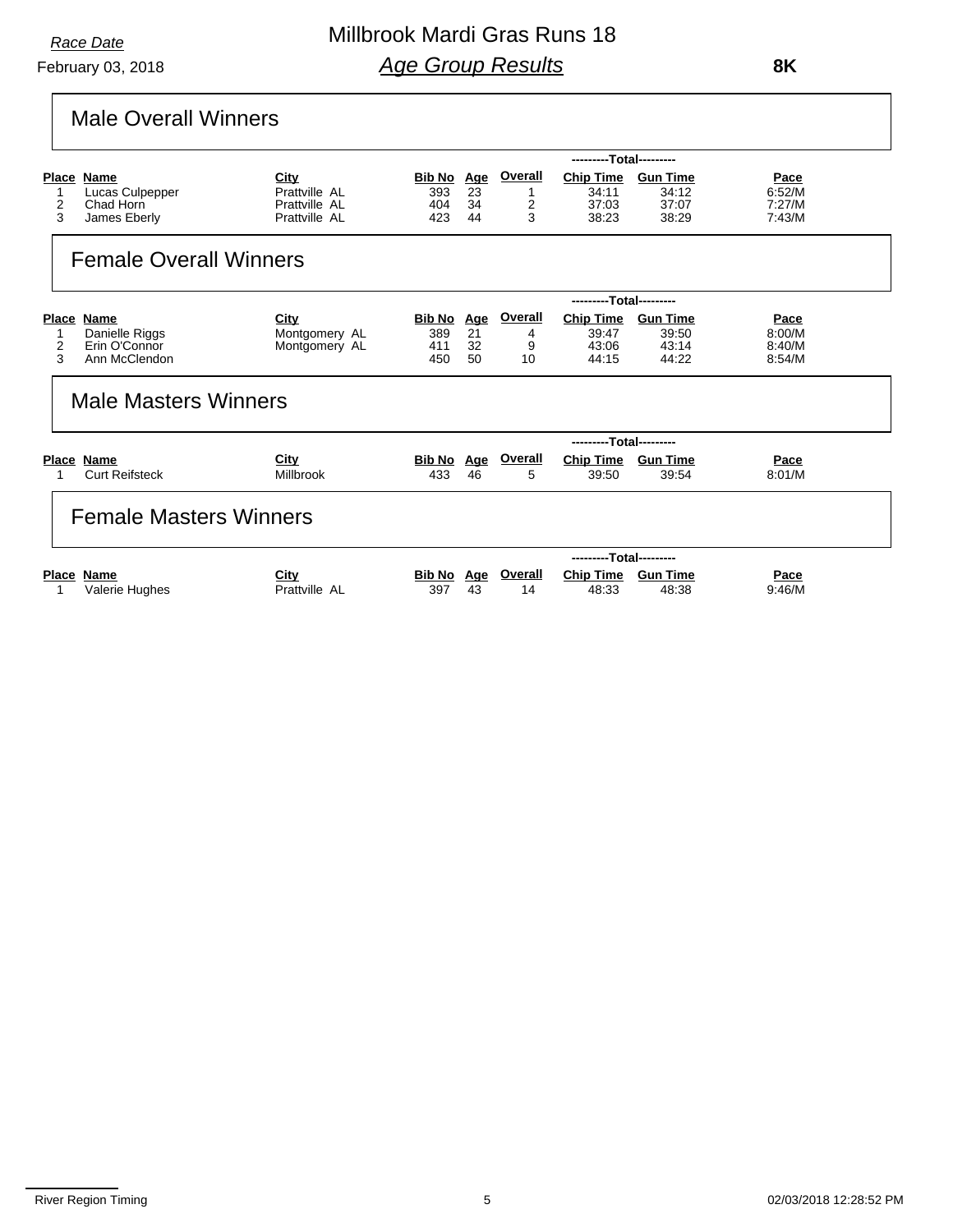Race Date

February 03, 2018

# Millbrook Mardi Gras Runs 18

## *Age Group Results*

**8K**

## Male Overall Winners

| Place | Name | City | Bib No | Age | Overall | Chip Time | Gun Time | Pace |
|---|---|---|---|---|---|---|---|---|
| 1 | Lucas Culpepper | Prattville AL | 393 | 23 | 1 | 34:11 | 34:12 | 6:52/M |
| 2 | Chad Horn | Prattville AL | 404 | 34 | 2 | 37:03 | 37:07 | 7:27/M |
| 3 | James Eberly | Prattville AL | 423 | 44 | 3 | 38:23 | 38:29 | 7:43/M |

## Female Overall Winners

| Place | Name | City | Bib No | Age | Overall | Chip Time | Gun Time | Pace |
|---|---|---|---|---|---|---|---|---|
| 1 | Danielle Riggs | Montgomery AL | 389 | 21 | 4 | 39:47 | 39:50 | 8:00/M |
| 2 | Erin O'Connor | Montgomery AL | 411 | 32 | 9 | 43:06 | 43:14 | 8:40/M |
| 3 | Ann McClendon | | 450 | 50 | 10 | 44:15 | 44:22 | 8:54/M |

## Male Masters Winners

| Place | Name | City | Bib No | Age | Overall | Chip Time | Gun Time | Pace |
|---|---|---|---|---|---|---|---|---|
| 1 | Curt Reifsteck | Millbrook | 433 | 46 | 5 | 39:50 | 39:54 | 8:01/M |

## Female Masters Winners

| Place | Name | City | Bib No | Age | Overall | Chip Time | Gun Time | Pace |
|---|---|---|---|---|---|---|---|---|
| 1 | Valerie Hughes | Prattville AL | 397 | 43 | 14 | 48:33 | 48:38 | 9:46/M |

River Region Timing

02/03/2018 12:28:52 PM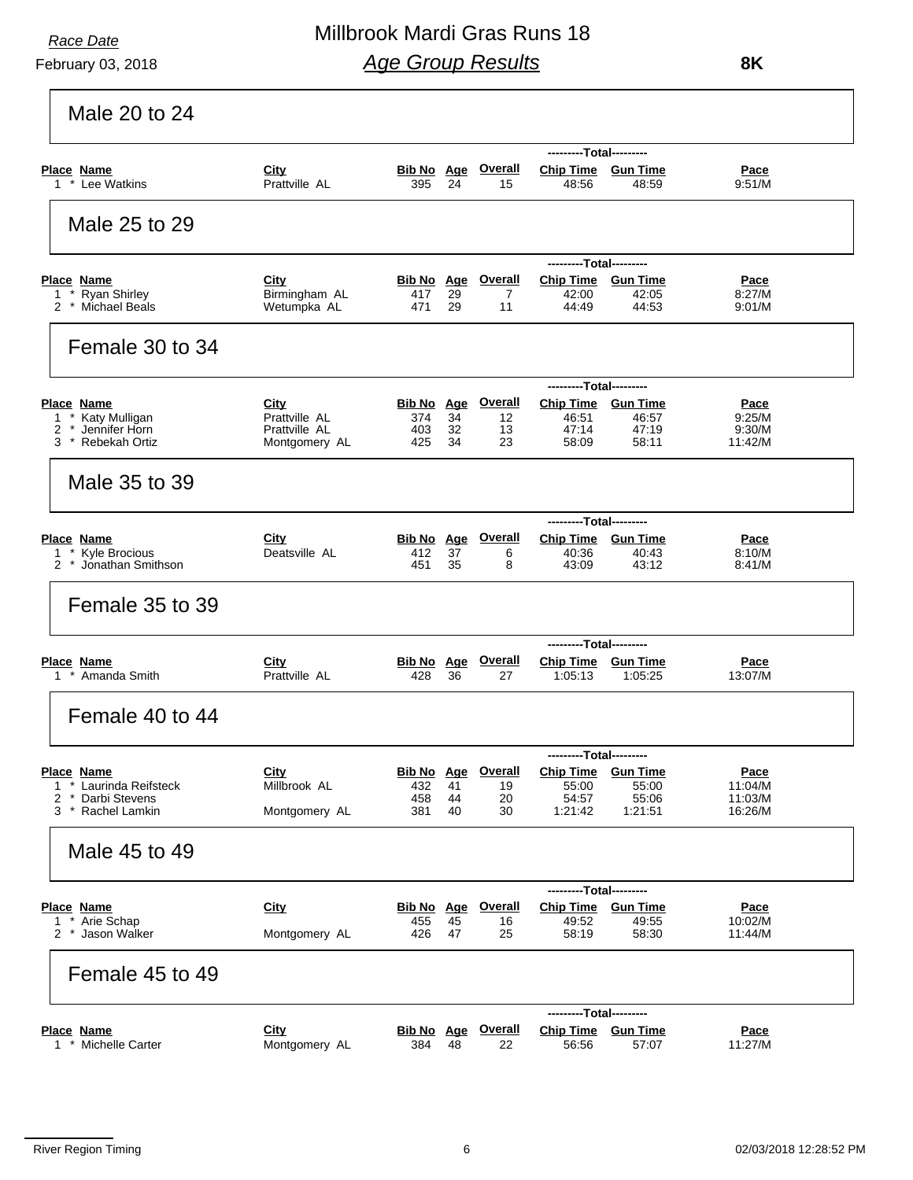Race Date

February 03, 2018

# Millbrook Mardi Gras Runs 18

## *Age Group Results*

**8K**

### Male 20 to 24

| Place | | Name | City | Bib No | Age | Overall | Chip Time | Gun Time | Pace |
|---|---|---|---|---|---|---|---|---|---|
| 1 | * | Lee Watkins | Prattville AL | 395 | 24 | 15 | 48:56 | 48:59 | 9:51/M |

### Male 25 to 29

| Place | | Name | City | Bib No | Age | Overall | Chip Time | Gun Time | Pace |
|---|---|---|---|---|---|---|---|---|---|
| 1 | * | Ryan Shirley | Birmingham AL | 417 | 29 | 7 | 42:00 | 42:05 | 8:27/M |
| 2 | * | Michael Beals | Wetumpka AL | 471 | 29 | 11 | 44:49 | 44:53 | 9:01/M |

### Female 30 to 34

| Place | | Name | City | Bib No | Age | Overall | Chip Time | Gun Time | Pace |
|---|---|---|---|---|---|---|---|---|---|
| 1 | * | Katy Mulligan | Prattville AL | 374 | 34 | 12 | 46:51 | 46:57 | 9:25/M |
| 2 | * | Jennifer Horn | Prattville AL | 403 | 32 | 13 | 47:14 | 47:19 | 9:30/M |
| 3 | * | Rebekah Ortiz | Montgomery AL | 425 | 34 | 23 | 58:09 | 58:11 | 11:42/M |

### Male 35 to 39

| Place | | Name | City | Bib No | Age | Overall | Chip Time | Gun Time | Pace |
|---|---|---|---|---|---|---|---|---|---|
| 1 | * | Kyle Brocious | Deatsville AL | 412 | 37 | 6 | 40:36 | 40:43 | 8:10/M |
| 2 | * | Jonathan Smithson | | 451 | 35 | 8 | 43:09 | 43:12 | 8:41/M |

### Female 35 to 39

| Place | | Name | City | Bib No | Age | Overall | Chip Time | Gun Time | Pace |
|---|---|---|---|---|---|---|---|---|---|
| 1 | * | Amanda Smith | Prattville AL | 428 | 36 | 27 | 1:05:13 | 1:05:25 | 13:07/M |

### Female 40 to 44

| Place | | Name | City | Bib No | Age | Overall | Chip Time | Gun Time | Pace |
|---|---|---|---|---|---|---|---|---|---|
| 1 | * | Laurinda Reifsteck | Millbrook AL | 432 | 41 | 19 | 55:00 | 55:00 | 11:04/M |
| 2 | * | Darbi Stevens | | 458 | 44 | 20 | 54:57 | 55:06 | 11:03/M |
| 3 | * | Rachel Lamkin | Montgomery AL | 381 | 40 | 30 | 1:21:42 | 1:21:51 | 16:26/M |

### Male 45 to 49

| Place | | Name | City | Bib No | Age | Overall | Chip Time | Gun Time | Pace |
|---|---|---|---|---|---|---|---|---|---|
| 1 | * | Arie Schap | | 455 | 45 | 16 | 49:52 | 49:55 | 10:02/M |
| 2 | * | Jason Walker | Montgomery AL | 426 | 47 | 25 | 58:19 | 58:30 | 11:44/M |

### Female 45 to 49

| Place | | Name | City | Bib No | Age | Overall | Chip Time | Gun Time | Pace |
|---|---|---|---|---|---|---|---|---|---|
| 1 | * | Michelle Carter | Montgomery AL | 384 | 48 | 22 | 56:56 | 57:07 | 11:27/M |

River Region Timing

02/03/2018 12:28:52 PM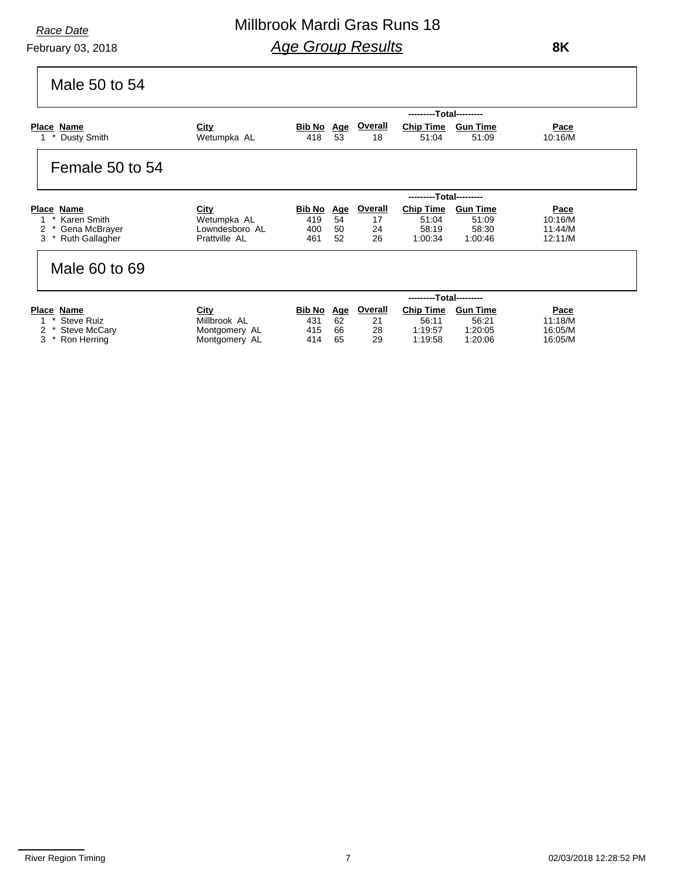*Race Date*

February 03, 2018

# Millbrook Mardi Gras Runs 18

## *Age Group Results*

**8K**

### Male 50 to 54

| Place | Name | City | Bib No | Age | Overall | Chip Time | Gun Time | Pace |
|---|---|---|---|---|---|---|---|---|
| 1 | * Dusty Smith | Wetumpka AL | 418 | 53 | 18 | 51:04 | 51:09 | 10:16/M |

### Female 50 to 54

| Place | Name | City | Bib No | Age | Overall | Chip Time | Gun Time | Pace |
|---|---|---|---|---|---|---|---|---|
| 1 | * Karen Smith | Wetumpka AL | 419 | 54 | 17 | 51:04 | 51:09 | 10:16/M |
| 2 | * Gena McBrayer | Lowndesboro AL | 400 | 50 | 24 | 58:19 | 58:30 | 11:44/M |
| 3 | * Ruth Gallagher | Prattville AL | 461 | 52 | 26 | 1:00:34 | 1:00:46 | 12:11/M |

### Male 60 to 69

| Place | Name | City | Bib No | Age | Overall | Chip Time | Gun Time | Pace |
|---|---|---|---|---|---|---|---|---|
| 1 | * Steve Ruiz | Millbrook AL | 431 | 62 | 21 | 56:11 | 56:21 | 11:18/M |
| 2 | * Steve McCary | Montgomery AL | 415 | 66 | 28 | 1:19:57 | 1:20:05 | 16:05/M |
| 3 | * Ron Herring | Montgomery AL | 414 | 65 | 29 | 1:19:58 | 1:20:06 | 16:05/M |

River Region Timing

02/03/2018 12:28:52 PM